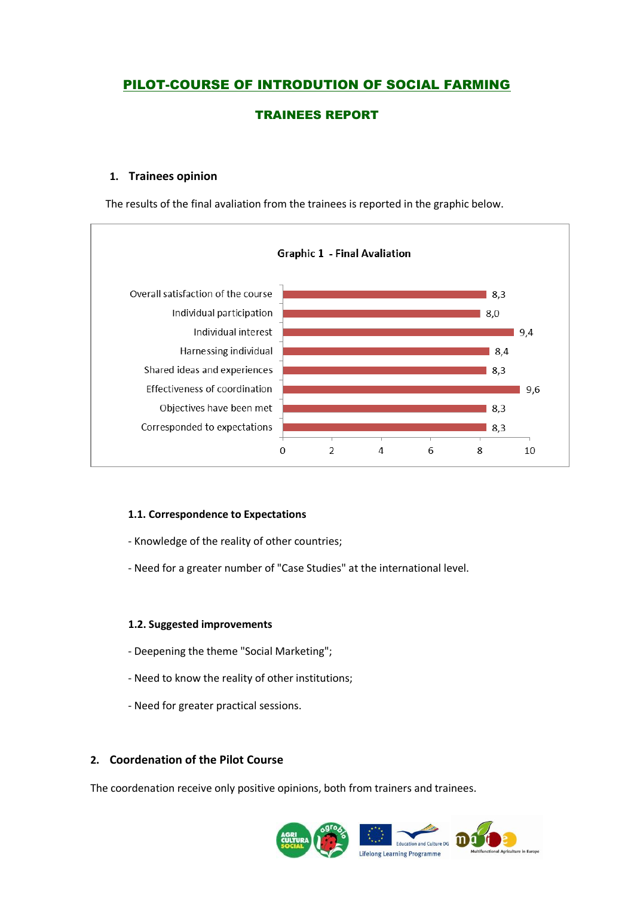# PILOT-COURSE OF INTRODUTION OF SOCIAL FARMING

## TRAINEES REPORT

### 1. Trainees opinion

The results of the final avaliation from the trainees is reported in the graphic below.

**Graphic 1 - Final Avaliation**

| Item | Score |
|---|---|
| Overall satisfaction of the course | 8,3 |
| Individual participation | 8,0 |
| Individual interest | 9,4 |
| Harnessing individual | 8,4 |
| Shared ideas and experiences | 8,3 |
| Effectiveness of coordination | 9,6 |
| Objectives have been met | 8,3 |
| Corresponded to expectations | 8,3 |

#### 1.1. Correspondence to Expectations

- Knowledge of the reality of other countries;

- Need for a greater number of "Case Studies" at the international level.

#### 1.2. Suggested improvements

- Deepening the theme "Social Marketing";

- Need to know the reality of other institutions;

- Need for greater practical sessions.

### 2. Coordenation of the Pilot Course

The coordenation receive only positive opinions, both from trainers and trainees.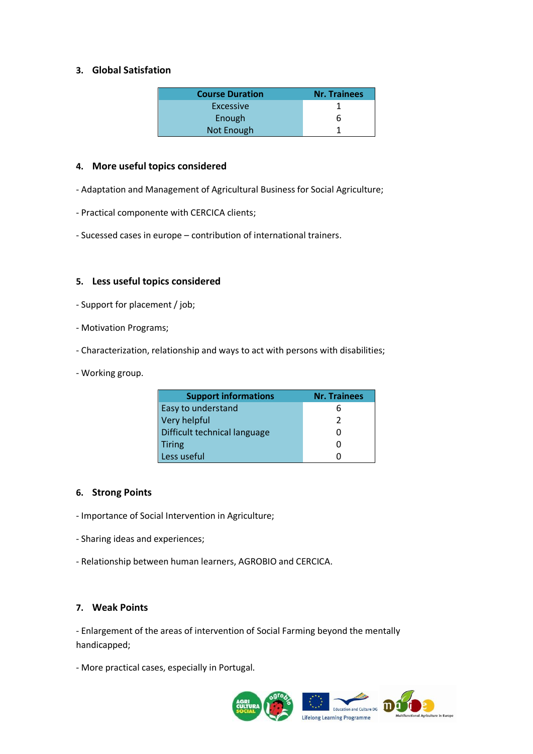## 3. Global Satisfation

| Course Duration | Nr. Trainees |
|---|---|
| Excessive | 1 |
| Enough | 6 |
| Not Enough | 1 |

## 4. More useful topics considered

- Adaptation and Management of Agricultural Business for Social Agriculture;

- Practical componente with CERCICA clients;

- Sucessed cases in europe – contribution of international trainers.

## 5. Less useful topics considered

- Support for placement / job;

- Motivation Programs;

- Characterization, relationship and ways to act with persons with disabilities;

- Working group.

| Support informations | Nr. Trainees |
|---|---|
| Easy to understand | 6 |
| Very helpful | 2 |
| Difficult technical language | 0 |
| Tiring | 0 |
| Less useful | 0 |

## 6. Strong Points

- Importance of Social Intervention in Agriculture;

- Sharing ideas and experiences;

- Relationship between human learners, AGROBIO and CERCICA.

## 7. Weak Points

- Enlargement of the areas of intervention of Social Farming beyond the mentally handicapped;

- More practical cases, especially in Portugal.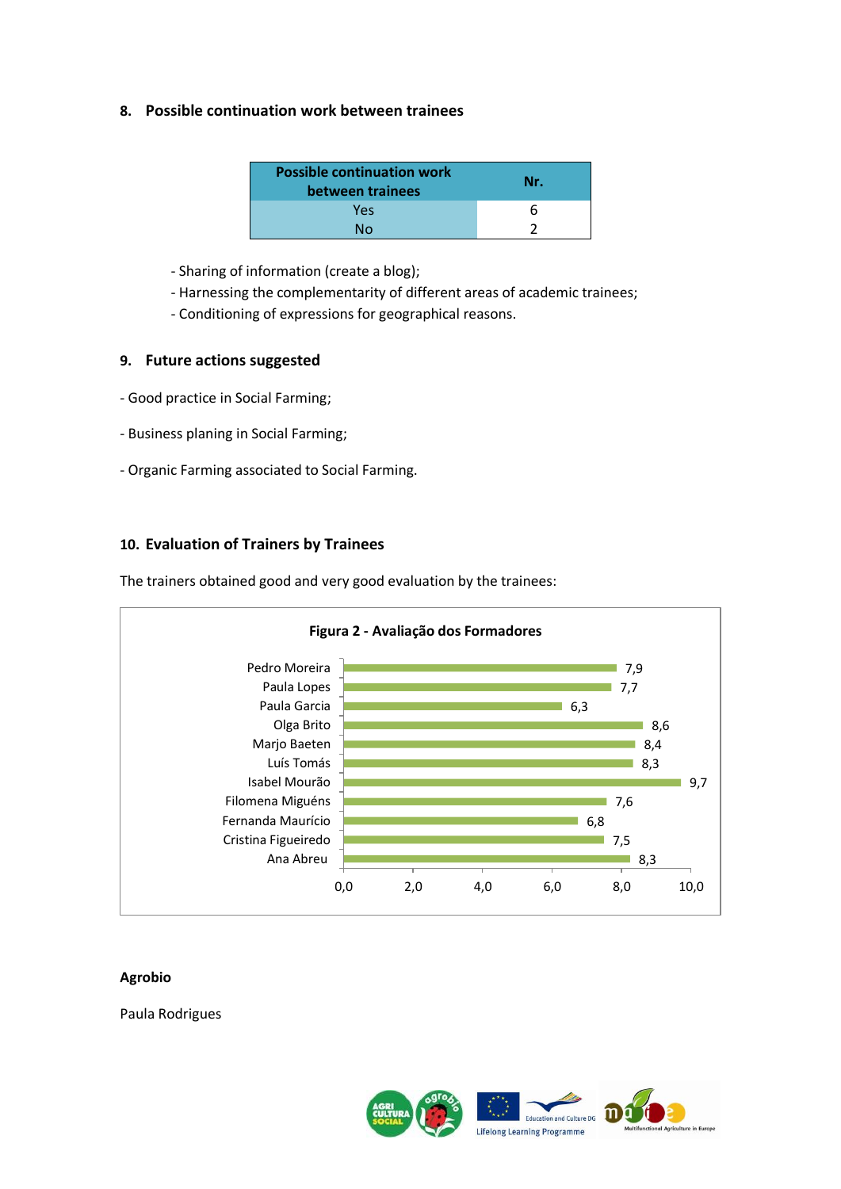## 8. Possible continuation work between trainees

| Possible continuation work between trainees | Nr. |
|---|---|
| Yes | 6 |
| No | 2 |

- Sharing of information (create a blog);
- Harnessing the complementarity of different areas of academic trainees;
- Conditioning of expressions for geographical reasons.

## 9. Future actions suggested

- Good practice in Social Farming;
- Business planing in Social Farming;
- Organic Farming associated to Social Farming.

## 10. Evaluation of Trainers by Trainees

The trainers obtained good and very good evaluation by the trainees:

Figura 2 - Avaliação dos Formadores

Pedro Moreira 7,9
Paula Lopes 7,7
Paula Garcia 6,3
Olga Brito 8,6
Marjo Baeten 8,4
Luís Tomás 8,3
Isabel Mourão 9,7
Filomena Miguéns 7,6
Fernanda Maurício 6,8
Cristina Figueiredo 7,5
Ana Abreu 8,3

0,0 2,0 4,0 6,0 8,0 10,0

**Agrobio**

Paula Rodrigues